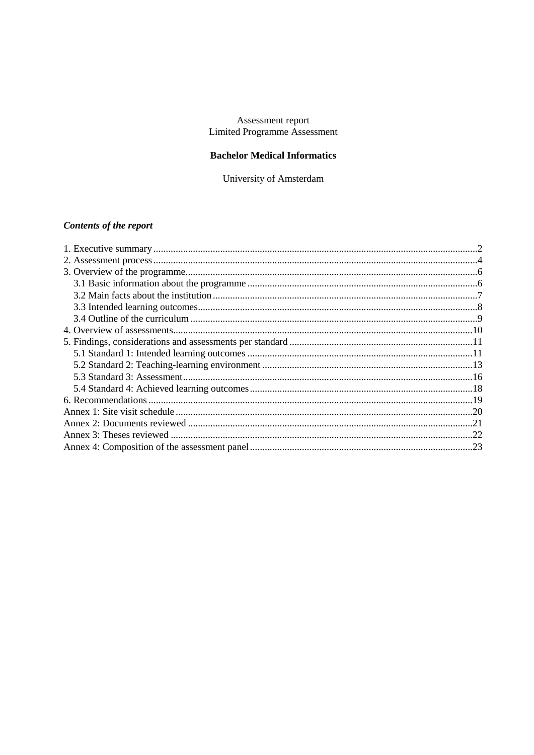Assessment report
Limited Programme Assessment

**Bachelor Medical Informatics**

University of Amsterdam

***Contents of the report***

1. Executive summary ..................................................................................................................2
2. Assessment process ..................................................................................................................4
3. Overview of the programme......................................................................................................6
    3.1 Basic information about the programme ............................................................................6
    3.2 Main facts about the institution ..........................................................................................7
    3.3 Intended learning outcomes................................................................................................8
    3.4 Outline of the curriculum ...................................................................................................9
4. Overview of assessments........................................................................................................10
5. Findings, considerations and assessments per standard ..........................................................11
    5.1 Standard 1: Intended learning outcomes ..........................................................................11
    5.2 Standard 2: Teaching-learning environment ....................................................................13
    5.3 Standard 3: Assessment....................................................................................................16
    5.4 Standard 4: Achieved learning outcomes .........................................................................18
6. Recommendations .................................................................................................................19
Annex 1: Site visit schedule .......................................................................................................20
Annex 2: Documents reviewed ..................................................................................................21
Annex 3: Theses reviewed .........................................................................................................22
Annex 4: Composition of the assessment panel .........................................................................23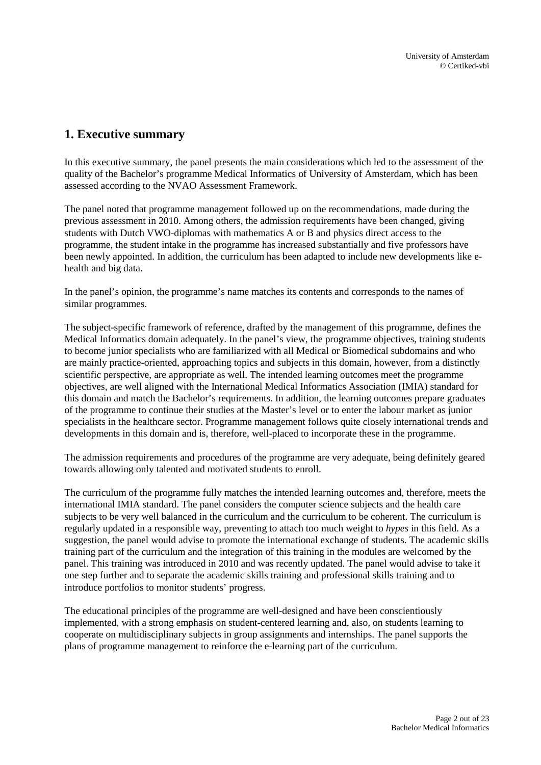# 1. Executive summary

In this executive summary, the panel presents the main considerations which led to the assessment of the quality of the Bachelor's programme Medical Informatics of University of Amsterdam, which has been assessed according to the NVAO Assessment Framework.

The panel noted that programme management followed up on the recommendations, made during the previous assessment in 2010. Among others, the admission requirements have been changed, giving students with Dutch VWO-diplomas with mathematics A or B and physics direct access to the programme, the student intake in the programme has increased substantially and five professors have been newly appointed. In addition, the curriculum has been adapted to include new developments like e-health and big data.

In the panel's opinion, the programme's name matches its contents and corresponds to the names of similar programmes.

The subject-specific framework of reference, drafted by the management of this programme, defines the Medical Informatics domain adequately. In the panel's view, the programme objectives, training students to become junior specialists who are familiarized with all Medical or Biomedical subdomains and who are mainly practice-oriented, approaching topics and subjects in this domain, however, from a distinctly scientific perspective, are appropriate as well. The intended learning outcomes meet the programme objectives, are well aligned with the International Medical Informatics Association (IMIA) standard for this domain and match the Bachelor's requirements. In addition, the learning outcomes prepare graduates of the programme to continue their studies at the Master's level or to enter the labour market as junior specialists in the healthcare sector. Programme management follows quite closely international trends and developments in this domain and is, therefore, well-placed to incorporate these in the programme.

The admission requirements and procedures of the programme are very adequate, being definitely geared towards allowing only talented and motivated students to enroll.

The curriculum of the programme fully matches the intended learning outcomes and, therefore, meets the international IMIA standard. The panel considers the computer science subjects and the health care subjects to be very well balanced in the curriculum and the curriculum to be coherent. The curriculum is regularly updated in a responsible way, preventing to attach too much weight to *hypes* in this field. As a suggestion, the panel would advise to promote the international exchange of students. The academic skills training part of the curriculum and the integration of this training in the modules are welcomed by the panel. This training was introduced in 2010 and was recently updated. The panel would advise to take it one step further and to separate the academic skills training and professional skills training and to introduce portfolios to monitor students' progress.

The educational principles of the programme are well-designed and have been conscientiously implemented, with a strong emphasis on student-centered learning and, also, on students learning to cooperate on multidisciplinary subjects in group assignments and internships. The panel supports the plans of programme management to reinforce the e-learning part of the curriculum.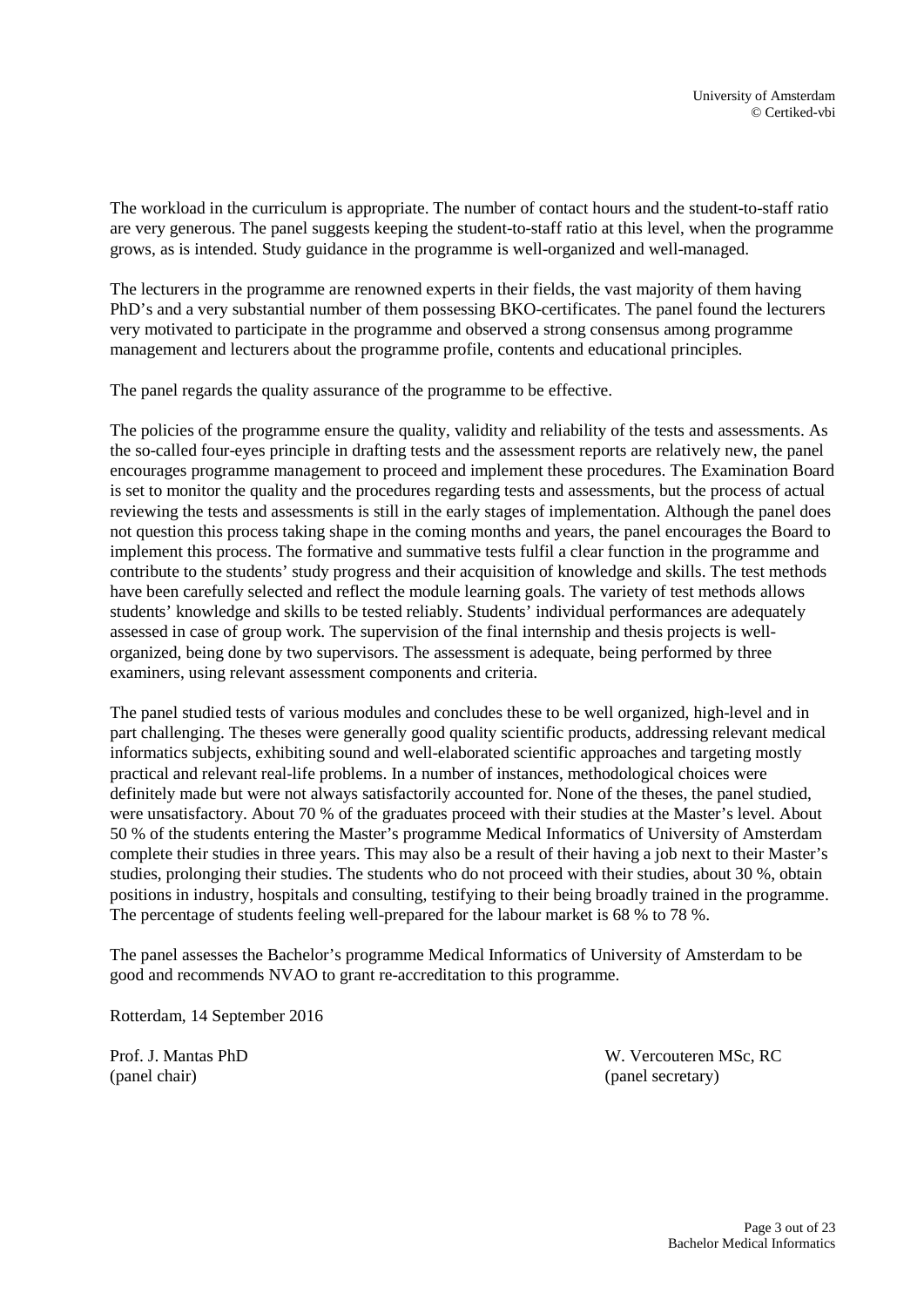The workload in the curriculum is appropriate. The number of contact hours and the student-to-staff ratio are very generous. The panel suggests keeping the student-to-staff ratio at this level, when the programme grows, as is intended. Study guidance in the programme is well-organized and well-managed.

The lecturers in the programme are renowned experts in their fields, the vast majority of them having PhD's and a very substantial number of them possessing BKO-certificates. The panel found the lecturers very motivated to participate in the programme and observed a strong consensus among programme management and lecturers about the programme profile, contents and educational principles.

The panel regards the quality assurance of the programme to be effective.

The policies of the programme ensure the quality, validity and reliability of the tests and assessments. As the so-called four-eyes principle in drafting tests and the assessment reports are relatively new, the panel encourages programme management to proceed and implement these procedures. The Examination Board is set to monitor the quality and the procedures regarding tests and assessments, but the process of actual reviewing the tests and assessments is still in the early stages of implementation. Although the panel does not question this process taking shape in the coming months and years, the panel encourages the Board to implement this process. The formative and summative tests fulfil a clear function in the programme and contribute to the students' study progress and their acquisition of knowledge and skills. The test methods have been carefully selected and reflect the module learning goals. The variety of test methods allows students' knowledge and skills to be tested reliably. Students' individual performances are adequately assessed in case of group work. The supervision of the final internship and thesis projects is well-organized, being done by two supervisors. The assessment is adequate, being performed by three examiners, using relevant assessment components and criteria.

The panel studied tests of various modules and concludes these to be well organized, high-level and in part challenging. The theses were generally good quality scientific products, addressing relevant medical informatics subjects, exhibiting sound and well-elaborated scientific approaches and targeting mostly practical and relevant real-life problems. In a number of instances, methodological choices were definitely made but were not always satisfactorily accounted for. None of the theses, the panel studied, were unsatisfactory. About 70 % of the graduates proceed with their studies at the Master's level. About 50 % of the students entering the Master's programme Medical Informatics of University of Amsterdam complete their studies in three years. This may also be a result of their having a job next to their Master's studies, prolonging their studies. The students who do not proceed with their studies, about 30 %, obtain positions in industry, hospitals and consulting, testifying to their being broadly trained in the programme. The percentage of students feeling well-prepared for the labour market is 68 % to 78 %.

The panel assesses the Bachelor's programme Medical Informatics of University of Amsterdam to be good and recommends NVAO to grant re-accreditation to this programme.

Rotterdam, 14 September 2016

Prof. J. Mantas PhD
(panel chair)

W. Vercouteren MSc, RC
(panel secretary)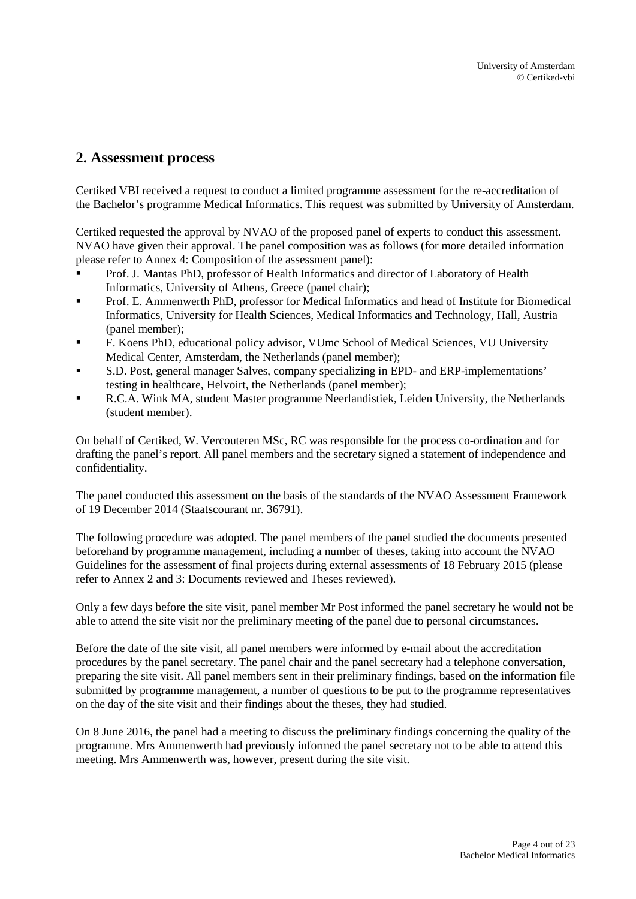## 2. Assessment process

Certiked VBI received a request to conduct a limited programme assessment for the re-accreditation of the Bachelor's programme Medical Informatics. This request was submitted by University of Amsterdam.

Certiked requested the approval by NVAO of the proposed panel of experts to conduct this assessment. NVAO have given their approval. The panel composition was as follows (for more detailed information please refer to Annex 4: Composition of the assessment panel):

- Prof. J. Mantas PhD, professor of Health Informatics and director of Laboratory of Health Informatics, University of Athens, Greece (panel chair);
- Prof. E. Ammenwerth PhD, professor for Medical Informatics and head of Institute for Biomedical Informatics, University for Health Sciences, Medical Informatics and Technology, Hall, Austria (panel member);
- F. Koens PhD, educational policy advisor, VUmc School of Medical Sciences, VU University Medical Center, Amsterdam, the Netherlands (panel member);
- S.D. Post, general manager Salves, company specializing in EPD- and ERP-implementations' testing in healthcare, Helvoirt, the Netherlands (panel member);
- R.C.A. Wink MA, student Master programme Neerlandistiek, Leiden University, the Netherlands (student member).

On behalf of Certiked, W. Vercouteren MSc, RC was responsible for the process co-ordination and for drafting the panel's report. All panel members and the secretary signed a statement of independence and confidentiality.

The panel conducted this assessment on the basis of the standards of the NVAO Assessment Framework of 19 December 2014 (Staatscourant nr. 36791).

The following procedure was adopted. The panel members of the panel studied the documents presented beforehand by programme management, including a number of theses, taking into account the NVAO Guidelines for the assessment of final projects during external assessments of 18 February 2015 (please refer to Annex 2 and 3: Documents reviewed and Theses reviewed).

Only a few days before the site visit, panel member Mr Post informed the panel secretary he would not be able to attend the site visit nor the preliminary meeting of the panel due to personal circumstances.

Before the date of the site visit, all panel members were informed by e-mail about the accreditation procedures by the panel secretary. The panel chair and the panel secretary had a telephone conversation, preparing the site visit. All panel members sent in their preliminary findings, based on the information file submitted by programme management, a number of questions to be put to the programme representatives on the day of the site visit and their findings about the theses, they had studied.

On 8 June 2016, the panel had a meeting to discuss the preliminary findings concerning the quality of the programme. Mrs Ammenwerth had previously informed the panel secretary not to be able to attend this meeting. Mrs Ammenwerth was, however, present during the site visit.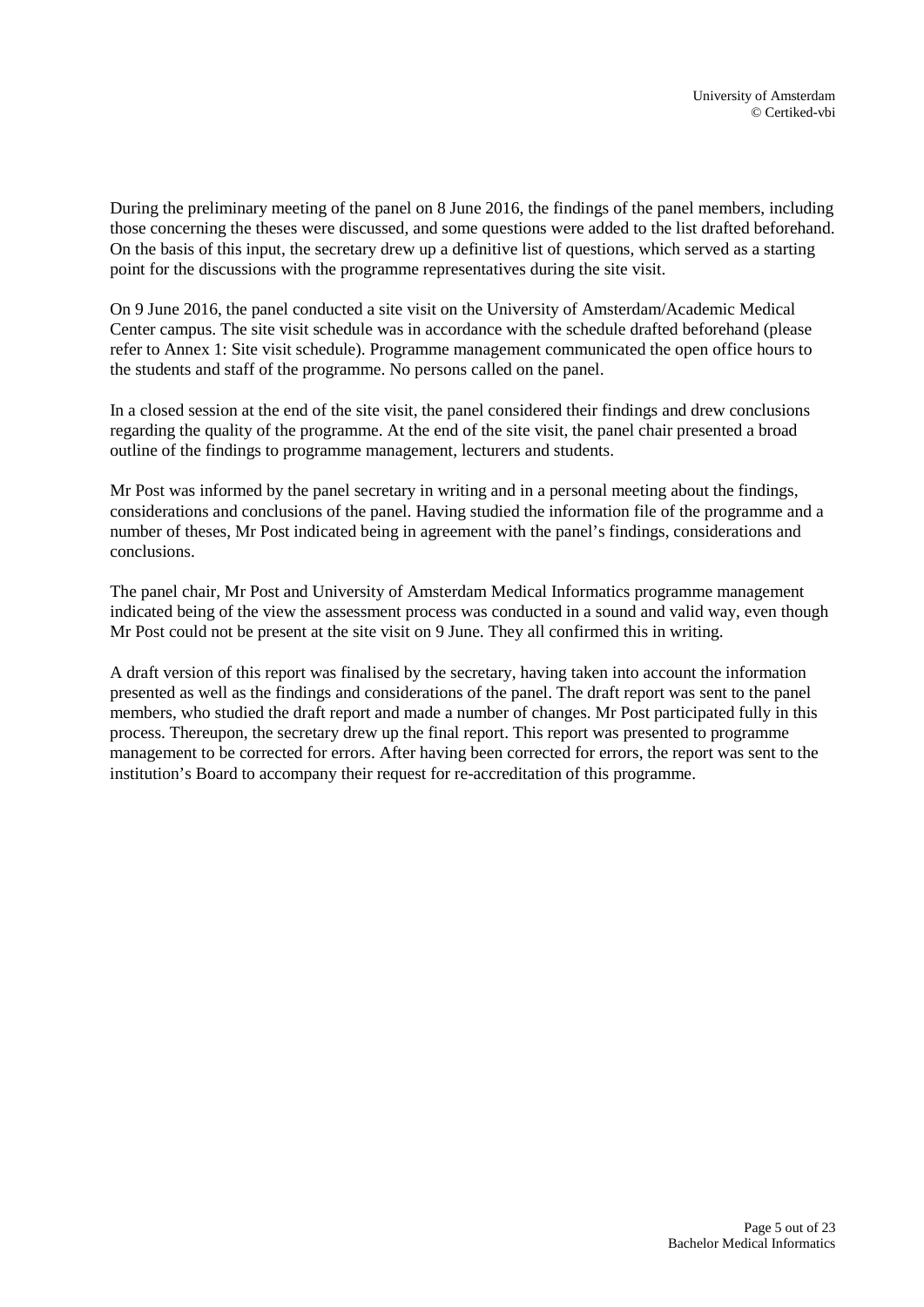During the preliminary meeting of the panel on 8 June 2016, the findings of the panel members, including those concerning the theses were discussed, and some questions were added to the list drafted beforehand. On the basis of this input, the secretary drew up a definitive list of questions, which served as a starting point for the discussions with the programme representatives during the site visit.

On 9 June 2016, the panel conducted a site visit on the University of Amsterdam/Academic Medical Center campus. The site visit schedule was in accordance with the schedule drafted beforehand (please refer to Annex 1: Site visit schedule). Programme management communicated the open office hours to the students and staff of the programme. No persons called on the panel.

In a closed session at the end of the site visit, the panel considered their findings and drew conclusions regarding the quality of the programme. At the end of the site visit, the panel chair presented a broad outline of the findings to programme management, lecturers and students.

Mr Post was informed by the panel secretary in writing and in a personal meeting about the findings, considerations and conclusions of the panel. Having studied the information file of the programme and a number of theses, Mr Post indicated being in agreement with the panel's findings, considerations and conclusions.

The panel chair, Mr Post and University of Amsterdam Medical Informatics programme management indicated being of the view the assessment process was conducted in a sound and valid way, even though Mr Post could not be present at the site visit on 9 June. They all confirmed this in writing.

A draft version of this report was finalised by the secretary, having taken into account the information presented as well as the findings and considerations of the panel. The draft report was sent to the panel members, who studied the draft report and made a number of changes. Mr Post participated fully in this process. Thereupon, the secretary drew up the final report. This report was presented to programme management to be corrected for errors. After having been corrected for errors, the report was sent to the institution's Board to accompany their request for re-accreditation of this programme.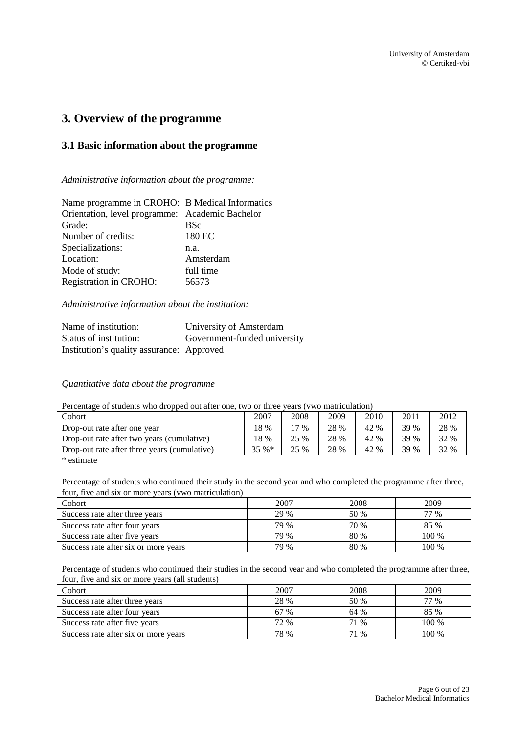# 3. Overview of the programme

## 3.1 Basic information about the programme

*Administrative information about the programme:*

Name programme in CROHO: B Medical Informatics
Orientation, level programme: Academic Bachelor
Grade: BSc
Number of credits: 180 EC
Specializations: n.a.
Location: Amsterdam
Mode of study: full time
Registration in CROHO: 56573

*Administrative information about the institution:*

Name of institution: University of Amsterdam
Status of institution: Government-funded university
Institution's quality assurance: Approved

*Quantitative data about the programme*

Percentage of students who dropped out after one, two or three years (vwo matriculation)

| Cohort | 2007 | 2008 | 2009 | 2010 | 2011 | 2012 |
|---|---|---|---|---|---|---|
| Drop-out rate after one year | 18 % | 17 % | 28 % | 42 % | 39 % | 28 % |
| Drop-out rate after two years (cumulative) | 18 % | 25 % | 28 % | 42 % | 39 % | 32 % |
| Drop-out rate after three years (cumulative) | 35 %* | 25 % | 28 % | 42 % | 39 % | 32 % |

\* estimate

Percentage of students who continued their study in the second year and who completed the programme after three, four, five and six or more years (vwo matriculation)

| Cohort | 2007 | 2008 | 2009 |
|---|---|---|---|
| Success rate after three years | 29 % | 50 % | 77 % |
| Success rate after four years | 79 % | 70 % | 85 % |
| Success rate after five years | 79 % | 80 % | 100 % |
| Success rate after six or more years | 79 % | 80 % | 100 % |

Percentage of students who continued their studies in the second year and who completed the programme after three, four, five and six or more years (all students)

| Cohort | 2007 | 2008 | 2009 |
|---|---|---|---|
| Success rate after three years | 28 % | 50 % | 77 % |
| Success rate after four years | 67 % | 64 % | 85 % |
| Success rate after five years | 72 % | 71 % | 100 % |
| Success rate after six or more years | 78 % | 71 % | 100 % |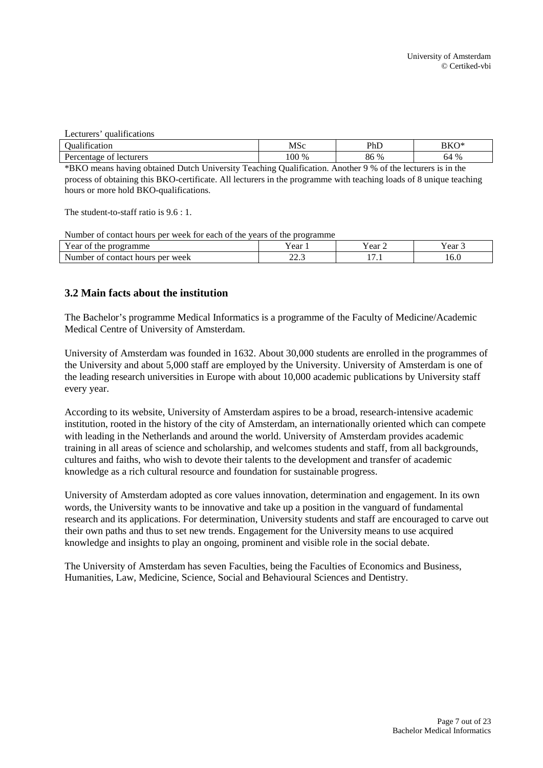Lecturers' qualifications

| Qualification | MSc | PhD | BKO* |
|---|---|---|---|
| Percentage of lecturers | 100 % | 86 % | 64 % |

*BKO means having obtained Dutch University Teaching Qualification. Another 9 % of the lecturers is in the process of obtaining this BKO-certificate. All lecturers in the programme with teaching loads of 8 unique teaching hours or more hold BKO-qualifications.

The student-to-staff ratio is 9.6 : 1.

Number of contact hours per week for each of the years of the programme

| Year of the programme | Year 1 | Year 2 | Year 3 |
|---|---|---|---|
| Number of contact hours per week | 22.3 | 17.1 | 16.0 |

## 3.2 Main facts about the institution

The Bachelor's programme Medical Informatics is a programme of the Faculty of Medicine/Academic Medical Centre of University of Amsterdam.

University of Amsterdam was founded in 1632. About 30,000 students are enrolled in the programmes of the University and about 5,000 staff are employed by the University. University of Amsterdam is one of the leading research universities in Europe with about 10,000 academic publications by University staff every year.

According to its website, University of Amsterdam aspires to be a broad, research-intensive academic institution, rooted in the history of the city of Amsterdam, an internationally oriented which can compete with leading in the Netherlands and around the world. University of Amsterdam provides academic training in all areas of science and scholarship, and welcomes students and staff, from all backgrounds, cultures and faiths, who wish to devote their talents to the development and transfer of academic knowledge as a rich cultural resource and foundation for sustainable progress.

University of Amsterdam adopted as core values innovation, determination and engagement. In its own words, the University wants to be innovative and take up a position in the vanguard of fundamental research and its applications. For determination, University students and staff are encouraged to carve out their own paths and thus to set new trends. Engagement for the University means to use acquired knowledge and insights to play an ongoing, prominent and visible role in the social debate.

The University of Amsterdam has seven Faculties, being the Faculties of Economics and Business, Humanities, Law, Medicine, Science, Social and Behavioural Sciences and Dentistry.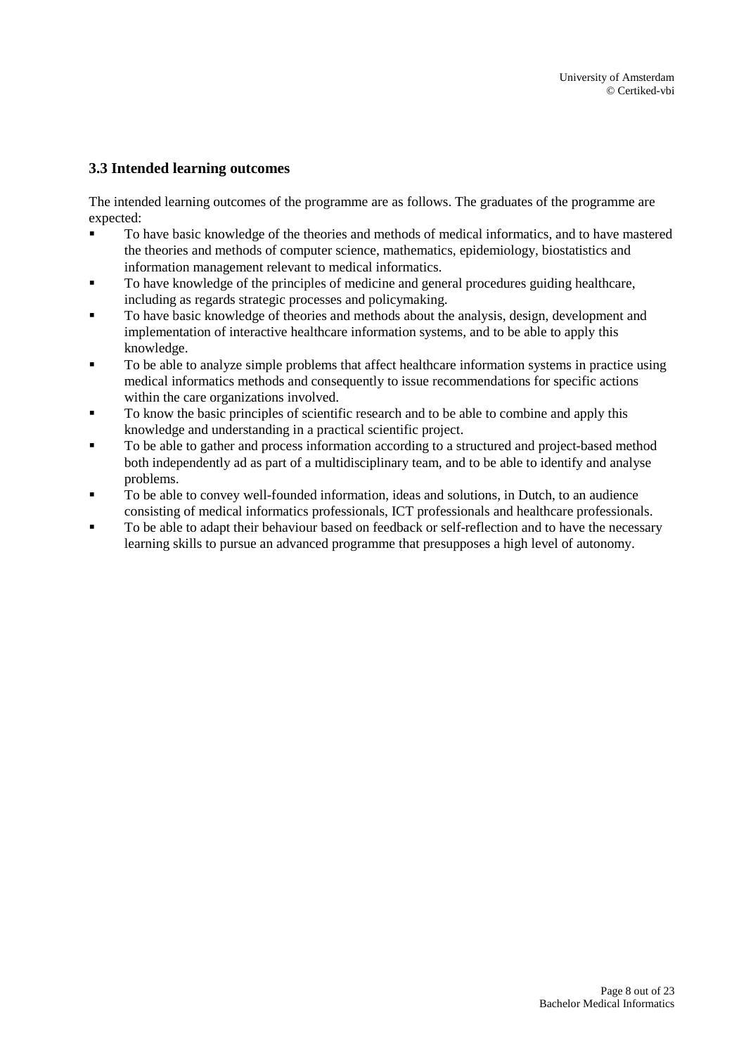### 3.3 Intended learning outcomes

The intended learning outcomes of the programme are as follows. The graduates of the programme are expected:

- To have basic knowledge of the theories and methods of medical informatics, and to have mastered the theories and methods of computer science, mathematics, epidemiology, biostatistics and information management relevant to medical informatics.
- To have knowledge of the principles of medicine and general procedures guiding healthcare, including as regards strategic processes and policymaking.
- To have basic knowledge of theories and methods about the analysis, design, development and implementation of interactive healthcare information systems, and to be able to apply this knowledge.
- To be able to analyze simple problems that affect healthcare information systems in practice using medical informatics methods and consequently to issue recommendations for specific actions within the care organizations involved.
- To know the basic principles of scientific research and to be able to combine and apply this knowledge and understanding in a practical scientific project.
- To be able to gather and process information according to a structured and project-based method both independently ad as part of a multidisciplinary team, and to be able to identify and analyse problems.
- To be able to convey well-founded information, ideas and solutions, in Dutch, to an audience consisting of medical informatics professionals, ICT professionals and healthcare professionals.
- To be able to adapt their behaviour based on feedback or self-reflection and to have the necessary learning skills to pursue an advanced programme that presupposes a high level of autonomy.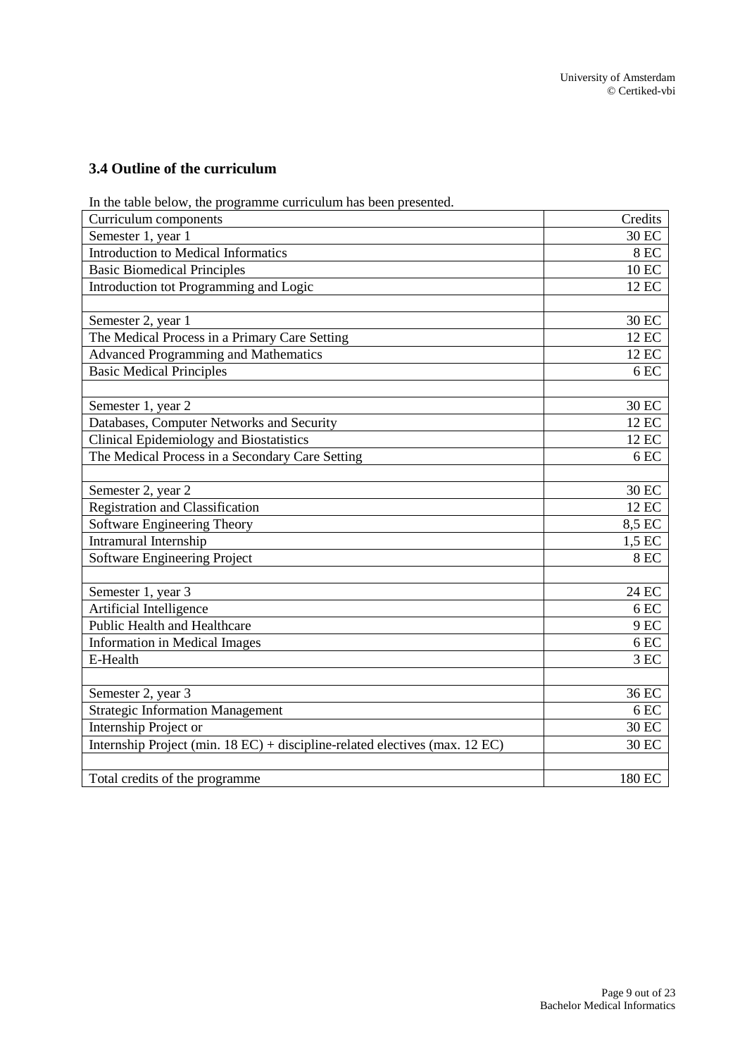### 3.4 Outline of the curriculum

In the table below, the programme curriculum has been presented.

| Curriculum components | Credits |
|---|---|
| Semester 1, year 1 | 30 EC |
| Introduction to Medical Informatics | 8 EC |
| Basic Biomedical Principles | 10 EC |
| Introduction tot Programming and Logic | 12 EC |
| | |
| Semester 2, year 1 | 30 EC |
| The Medical Process in a Primary Care Setting | 12 EC |
| Advanced Programming and Mathematics | 12 EC |
| Basic Medical Principles | 6 EC |
| | |
| Semester 1, year 2 | 30 EC |
| Databases, Computer Networks and Security | 12 EC |
| Clinical Epidemiology and Biostatistics | 12 EC |
| The Medical Process in a Secondary Care Setting | 6 EC |
| | |
| Semester 2, year 2 | 30 EC |
| Registration and Classification | 12 EC |
| Software Engineering Theory | 8,5 EC |
| Intramural Internship | 1,5 EC |
| Software Engineering Project | 8 EC |
| | |
| Semester 1, year 3 | 24 EC |
| Artificial Intelligence | 6 EC |
| Public Health and Healthcare | 9 EC |
| Information in Medical Images | 6 EC |
| E-Health | 3 EC |
| | |
| Semester 2, year 3 | 36 EC |
| Strategic Information Management | 6 EC |
| Internship Project or | 30 EC |
| Internship Project (min. 18 EC) + discipline-related electives (max. 12 EC) | 30 EC |
| | |
| Total credits of the programme | 180 EC |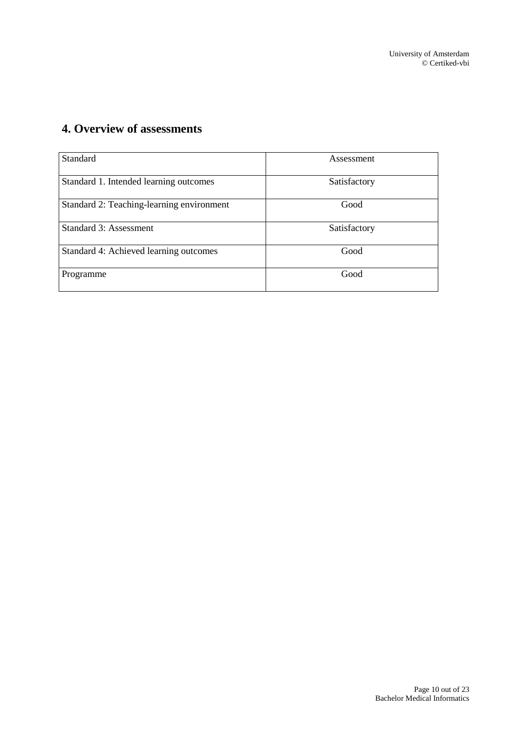## 4. Overview of assessments

| Standard | Assessment |
| --- | --- |
| Standard 1. Intended learning outcomes | Satisfactory |
| Standard 2: Teaching-learning environment | Good |
| Standard 3: Assessment | Satisfactory |
| Standard 4: Achieved learning outcomes | Good |
| Programme | Good |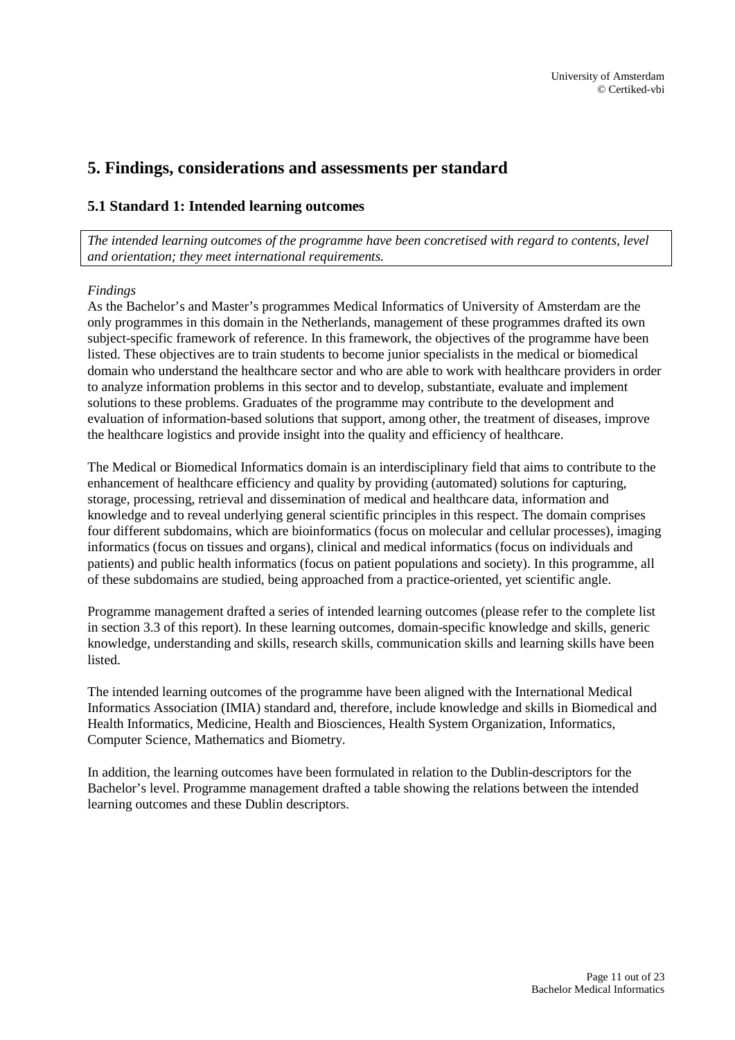# 5. Findings, considerations and assessments per standard

## 5.1 Standard 1: Intended learning outcomes

*The intended learning outcomes of the programme have been concretised with regard to contents, level and orientation; they meet international requirements.*

*Findings*

As the Bachelor's and Master's programmes Medical Informatics of University of Amsterdam are the only programmes in this domain in the Netherlands, management of these programmes drafted its own subject-specific framework of reference. In this framework, the objectives of the programme have been listed. These objectives are to train students to become junior specialists in the medical or biomedical domain who understand the healthcare sector and who are able to work with healthcare providers in order to analyze information problems in this sector and to develop, substantiate, evaluate and implement solutions to these problems. Graduates of the programme may contribute to the development and evaluation of information-based solutions that support, among other, the treatment of diseases, improve the healthcare logistics and provide insight into the quality and efficiency of healthcare.

The Medical or Biomedical Informatics domain is an interdisciplinary field that aims to contribute to the enhancement of healthcare efficiency and quality by providing (automated) solutions for capturing, storage, processing, retrieval and dissemination of medical and healthcare data, information and knowledge and to reveal underlying general scientific principles in this respect. The domain comprises four different subdomains, which are bioinformatics (focus on molecular and cellular processes), imaging informatics (focus on tissues and organs), clinical and medical informatics (focus on individuals and patients) and public health informatics (focus on patient populations and society). In this programme, all of these subdomains are studied, being approached from a practice-oriented, yet scientific angle.

Programme management drafted a series of intended learning outcomes (please refer to the complete list in section 3.3 of this report). In these learning outcomes, domain-specific knowledge and skills, generic knowledge, understanding and skills, research skills, communication skills and learning skills have been listed.

The intended learning outcomes of the programme have been aligned with the International Medical Informatics Association (IMIA) standard and, therefore, include knowledge and skills in Biomedical and Health Informatics, Medicine, Health and Biosciences, Health System Organization, Informatics, Computer Science, Mathematics and Biometry.

In addition, the learning outcomes have been formulated in relation to the Dublin-descriptors for the Bachelor's level. Programme management drafted a table showing the relations between the intended learning outcomes and these Dublin descriptors.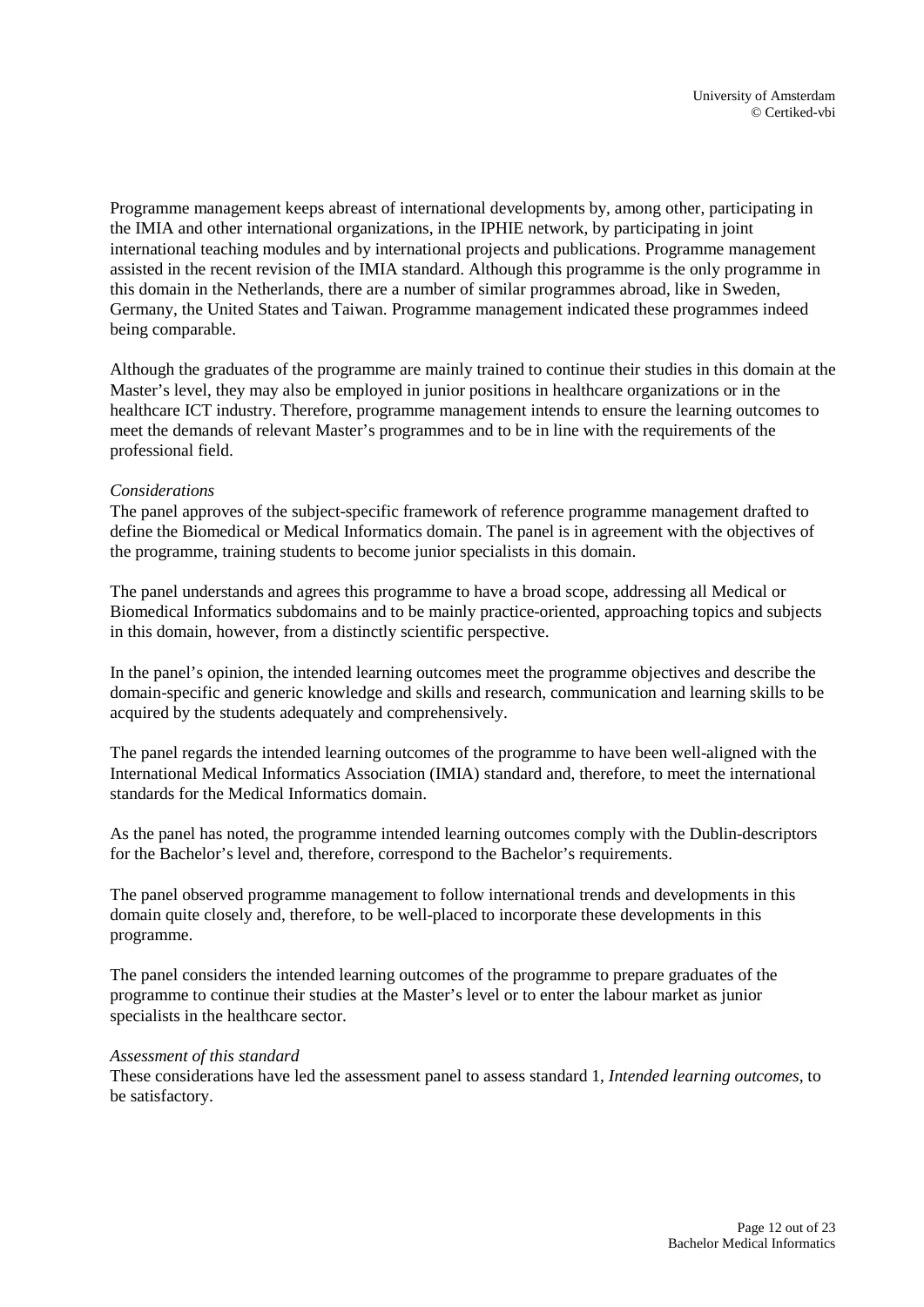Programme management keeps abreast of international developments by, among other, participating in the IMIA and other international organizations, in the IPHIE network, by participating in joint international teaching modules and by international projects and publications. Programme management assisted in the recent revision of the IMIA standard. Although this programme is the only programme in this domain in the Netherlands, there are a number of similar programmes abroad, like in Sweden, Germany, the United States and Taiwan. Programme management indicated these programmes indeed being comparable.

Although the graduates of the programme are mainly trained to continue their studies in this domain at the Master's level, they may also be employed in junior positions in healthcare organizations or in the healthcare ICT industry. Therefore, programme management intends to ensure the learning outcomes to meet the demands of relevant Master's programmes and to be in line with the requirements of the professional field.

*Considerations*

The panel approves of the subject-specific framework of reference programme management drafted to define the Biomedical or Medical Informatics domain. The panel is in agreement with the objectives of the programme, training students to become junior specialists in this domain.

The panel understands and agrees this programme to have a broad scope, addressing all Medical or Biomedical Informatics subdomains and to be mainly practice-oriented, approaching topics and subjects in this domain, however, from a distinctly scientific perspective.

In the panel's opinion, the intended learning outcomes meet the programme objectives and describe the domain-specific and generic knowledge and skills and research, communication and learning skills to be acquired by the students adequately and comprehensively.

The panel regards the intended learning outcomes of the programme to have been well-aligned with the International Medical Informatics Association (IMIA) standard and, therefore, to meet the international standards for the Medical Informatics domain.

As the panel has noted, the programme intended learning outcomes comply with the Dublin-descriptors for the Bachelor's level and, therefore, correspond to the Bachelor's requirements.

The panel observed programme management to follow international trends and developments in this domain quite closely and, therefore, to be well-placed to incorporate these developments in this programme.

The panel considers the intended learning outcomes of the programme to prepare graduates of the programme to continue their studies at the Master's level or to enter the labour market as junior specialists in the healthcare sector.

*Assessment of this standard*

These considerations have led the assessment panel to assess standard 1, *Intended learning outcomes*, to be satisfactory.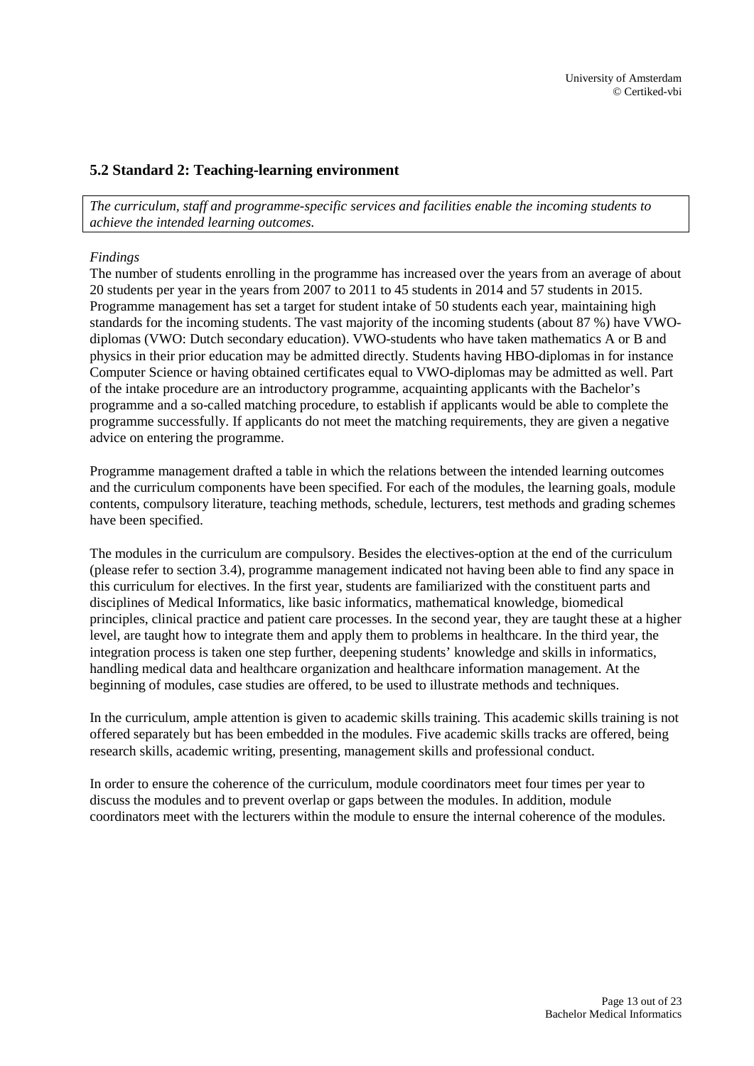## 5.2 Standard 2: Teaching-learning environment

*The curriculum, staff and programme-specific services and facilities enable the incoming students to achieve the intended learning outcomes.*

*Findings*

The number of students enrolling in the programme has increased over the years from an average of about 20 students per year in the years from 2007 to 2011 to 45 students in 2014 and 57 students in 2015. Programme management has set a target for student intake of 50 students each year, maintaining high standards for the incoming students. The vast majority of the incoming students (about 87 %) have VWO-diplomas (VWO: Dutch secondary education). VWO-students who have taken mathematics A or B and physics in their prior education may be admitted directly. Students having HBO-diplomas in for instance Computer Science or having obtained certificates equal to VWO-diplomas may be admitted as well. Part of the intake procedure are an introductory programme, acquainting applicants with the Bachelor's programme and a so-called matching procedure, to establish if applicants would be able to complete the programme successfully. If applicants do not meet the matching requirements, they are given a negative advice on entering the programme.

Programme management drafted a table in which the relations between the intended learning outcomes and the curriculum components have been specified. For each of the modules, the learning goals, module contents, compulsory literature, teaching methods, schedule, lecturers, test methods and grading schemes have been specified.

The modules in the curriculum are compulsory. Besides the electives-option at the end of the curriculum (please refer to section 3.4), programme management indicated not having been able to find any space in this curriculum for electives. In the first year, students are familiarized with the constituent parts and disciplines of Medical Informatics, like basic informatics, mathematical knowledge, biomedical principles, clinical practice and patient care processes. In the second year, they are taught these at a higher level, are taught how to integrate them and apply them to problems in healthcare. In the third year, the integration process is taken one step further, deepening students' knowledge and skills in informatics, handling medical data and healthcare organization and healthcare information management. At the beginning of modules, case studies are offered, to be used to illustrate methods and techniques.

In the curriculum, ample attention is given to academic skills training. This academic skills training is not offered separately but has been embedded in the modules. Five academic skills tracks are offered, being research skills, academic writing, presenting, management skills and professional conduct.

In order to ensure the coherence of the curriculum, module coordinators meet four times per year to discuss the modules and to prevent overlap or gaps between the modules. In addition, module coordinators meet with the lecturers within the module to ensure the internal coherence of the modules.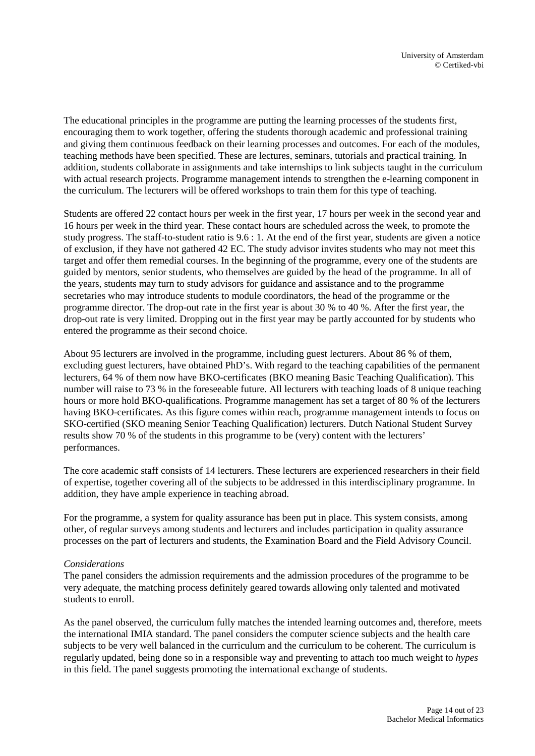The educational principles in the programme are putting the learning processes of the students first, encouraging them to work together, offering the students thorough academic and professional training and giving them continuous feedback on their learning processes and outcomes. For each of the modules, teaching methods have been specified. These are lectures, seminars, tutorials and practical training. In addition, students collaborate in assignments and take internships to link subjects taught in the curriculum with actual research projects. Programme management intends to strengthen the e-learning component in the curriculum. The lecturers will be offered workshops to train them for this type of teaching.

Students are offered 22 contact hours per week in the first year, 17 hours per week in the second year and 16 hours per week in the third year. These contact hours are scheduled across the week, to promote the study progress. The staff-to-student ratio is 9.6 : 1. At the end of the first year, students are given a notice of exclusion, if they have not gathered 42 EC. The study advisor invites students who may not meet this target and offer them remedial courses. In the beginning of the programme, every one of the students are guided by mentors, senior students, who themselves are guided by the head of the programme. In all of the years, students may turn to study advisors for guidance and assistance and to the programme secretaries who may introduce students to module coordinators, the head of the programme or the programme director. The drop-out rate in the first year is about 30 % to 40 %. After the first year, the drop-out rate is very limited. Dropping out in the first year may be partly accounted for by students who entered the programme as their second choice.

About 95 lecturers are involved in the programme, including guest lecturers. About 86 % of them, excluding guest lecturers, have obtained PhD's. With regard to the teaching capabilities of the permanent lecturers, 64 % of them now have BKO-certificates (BKO meaning Basic Teaching Qualification). This number will raise to 73 % in the foreseeable future. All lecturers with teaching loads of 8 unique teaching hours or more hold BKO-qualifications. Programme management has set a target of 80 % of the lecturers having BKO-certificates. As this figure comes within reach, programme management intends to focus on SKO-certified (SKO meaning Senior Teaching Qualification) lecturers. Dutch National Student Survey results show 70 % of the students in this programme to be (very) content with the lecturers' performances.

The core academic staff consists of 14 lecturers. These lecturers are experienced researchers in their field of expertise, together covering all of the subjects to be addressed in this interdisciplinary programme. In addition, they have ample experience in teaching abroad.

For the programme, a system for quality assurance has been put in place. This system consists, among other, of regular surveys among students and lecturers and includes participation in quality assurance processes on the part of lecturers and students, the Examination Board and the Field Advisory Council.

*Considerations*

The panel considers the admission requirements and the admission procedures of the programme to be very adequate, the matching process definitely geared towards allowing only talented and motivated students to enroll.

As the panel observed, the curriculum fully matches the intended learning outcomes and, therefore, meets the international IMIA standard. The panel considers the computer science subjects and the health care subjects to be very well balanced in the curriculum and the curriculum to be coherent. The curriculum is regularly updated, being done so in a responsible way and preventing to attach too much weight to *hypes* in this field. The panel suggests promoting the international exchange of students.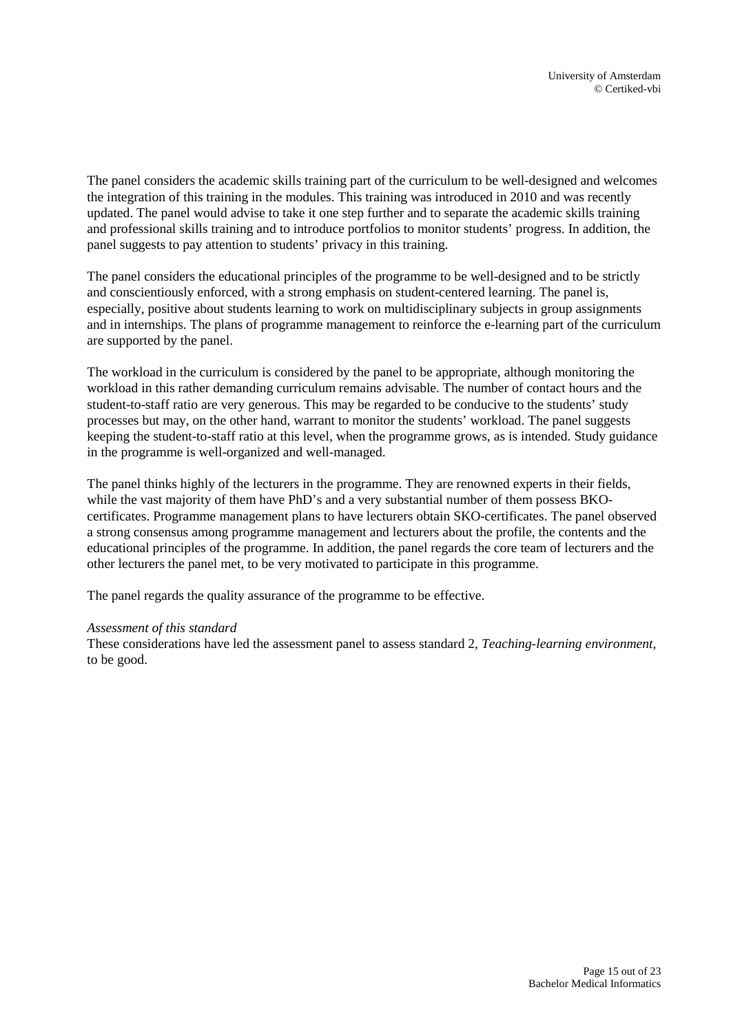The panel considers the academic skills training part of the curriculum to be well-designed and welcomes the integration of this training in the modules. This training was introduced in 2010 and was recently updated. The panel would advise to take it one step further and to separate the academic skills training and professional skills training and to introduce portfolios to monitor students' progress. In addition, the panel suggests to pay attention to students' privacy in this training.

The panel considers the educational principles of the programme to be well-designed and to be strictly and conscientiously enforced, with a strong emphasis on student-centered learning. The panel is, especially, positive about students learning to work on multidisciplinary subjects in group assignments and in internships. The plans of programme management to reinforce the e-learning part of the curriculum are supported by the panel.

The workload in the curriculum is considered by the panel to be appropriate, although monitoring the workload in this rather demanding curriculum remains advisable. The number of contact hours and the student-to-staff ratio are very generous. This may be regarded to be conducive to the students' study processes but may, on the other hand, warrant to monitor the students' workload. The panel suggests keeping the student-to-staff ratio at this level, when the programme grows, as is intended. Study guidance in the programme is well-organized and well-managed.

The panel thinks highly of the lecturers in the programme. They are renowned experts in their fields, while the vast majority of them have PhD's and a very substantial number of them possess BKO-certificates. Programme management plans to have lecturers obtain SKO-certificates. The panel observed a strong consensus among programme management and lecturers about the profile, the contents and the educational principles of the programme. In addition, the panel regards the core team of lecturers and the other lecturers the panel met, to be very motivated to participate in this programme.

The panel regards the quality assurance of the programme to be effective.

*Assessment of this standard*
These considerations have led the assessment panel to assess standard 2, *Teaching-learning environment*, to be good.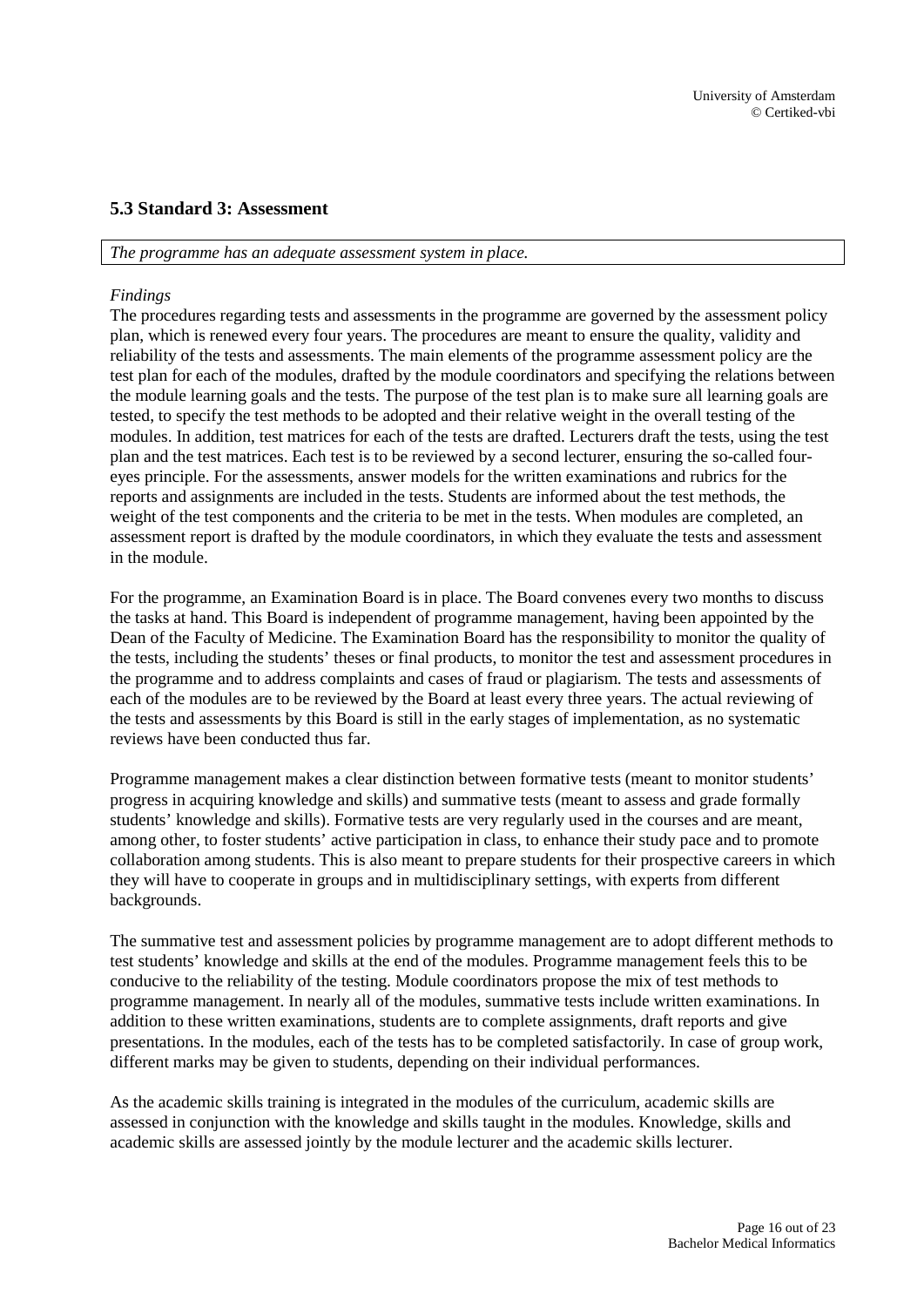### 5.3 Standard 3: Assessment

*The programme has an adequate assessment system in place.*

*Findings*

The procedures regarding tests and assessments in the programme are governed by the assessment policy plan, which is renewed every four years. The procedures are meant to ensure the quality, validity and reliability of the tests and assessments. The main elements of the programme assessment policy are the test plan for each of the modules, drafted by the module coordinators and specifying the relations between the module learning goals and the tests. The purpose of the test plan is to make sure all learning goals are tested, to specify the test methods to be adopted and their relative weight in the overall testing of the modules. In addition, test matrices for each of the tests are drafted. Lecturers draft the tests, using the test plan and the test matrices. Each test is to be reviewed by a second lecturer, ensuring the so-called four-eyes principle. For the assessments, answer models for the written examinations and rubrics for the reports and assignments are included in the tests. Students are informed about the test methods, the weight of the test components and the criteria to be met in the tests. When modules are completed, an assessment report is drafted by the module coordinators, in which they evaluate the tests and assessment in the module.

For the programme, an Examination Board is in place. The Board convenes every two months to discuss the tasks at hand. This Board is independent of programme management, having been appointed by the Dean of the Faculty of Medicine. The Examination Board has the responsibility to monitor the quality of the tests, including the students' theses or final products, to monitor the test and assessment procedures in the programme and to address complaints and cases of fraud or plagiarism. The tests and assessments of each of the modules are to be reviewed by the Board at least every three years. The actual reviewing of the tests and assessments by this Board is still in the early stages of implementation, as no systematic reviews have been conducted thus far.

Programme management makes a clear distinction between formative tests (meant to monitor students' progress in acquiring knowledge and skills) and summative tests (meant to assess and grade formally students' knowledge and skills). Formative tests are very regularly used in the courses and are meant, among other, to foster students' active participation in class, to enhance their study pace and to promote collaboration among students. This is also meant to prepare students for their prospective careers in which they will have to cooperate in groups and in multidisciplinary settings, with experts from different backgrounds.

The summative test and assessment policies by programme management are to adopt different methods to test students' knowledge and skills at the end of the modules. Programme management feels this to be conducive to the reliability of the testing. Module coordinators propose the mix of test methods to programme management. In nearly all of the modules, summative tests include written examinations. In addition to these written examinations, students are to complete assignments, draft reports and give presentations. In the modules, each of the tests has to be completed satisfactorily. In case of group work, different marks may be given to students, depending on their individual performances.

As the academic skills training is integrated in the modules of the curriculum, academic skills are assessed in conjunction with the knowledge and skills taught in the modules. Knowledge, skills and academic skills are assessed jointly by the module lecturer and the academic skills lecturer.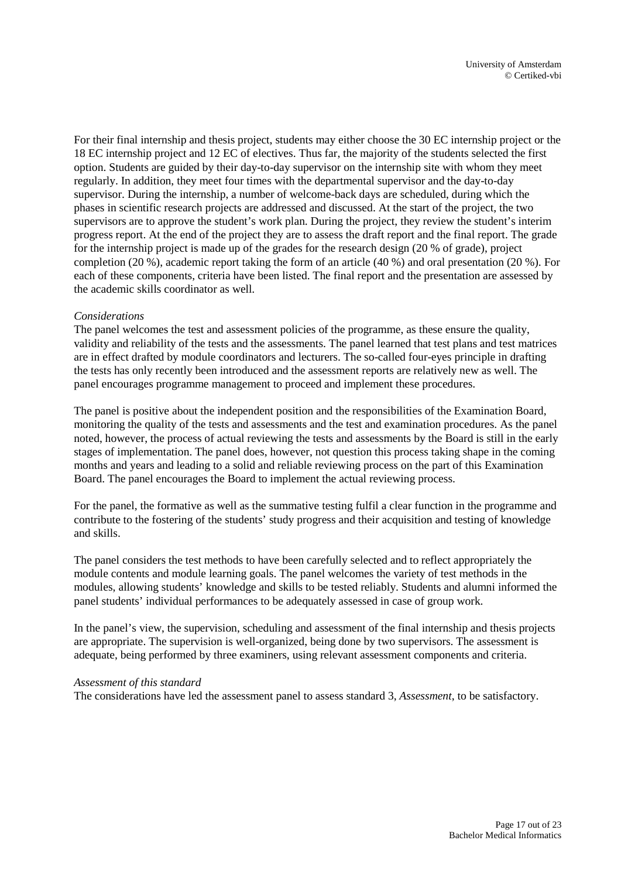For their final internship and thesis project, students may either choose the 30 EC internship project or the 18 EC internship project and 12 EC of electives. Thus far, the majority of the students selected the first option. Students are guided by their day-to-day supervisor on the internship site with whom they meet regularly. In addition, they meet four times with the departmental supervisor and the day-to-day supervisor. During the internship, a number of welcome-back days are scheduled, during which the phases in scientific research projects are addressed and discussed. At the start of the project, the two supervisors are to approve the student's work plan. During the project, they review the student's interim progress report. At the end of the project they are to assess the draft report and the final report. The grade for the internship project is made up of the grades for the research design (20 % of grade), project completion (20 %), academic report taking the form of an article (40 %) and oral presentation (20 %). For each of these components, criteria have been listed. The final report and the presentation are assessed by the academic skills coordinator as well.

*Considerations*

The panel welcomes the test and assessment policies of the programme, as these ensure the quality, validity and reliability of the tests and the assessments. The panel learned that test plans and test matrices are in effect drafted by module coordinators and lecturers. The so-called four-eyes principle in drafting the tests has only recently been introduced and the assessment reports are relatively new as well. The panel encourages programme management to proceed and implement these procedures.

The panel is positive about the independent position and the responsibilities of the Examination Board, monitoring the quality of the tests and assessments and the test and examination procedures. As the panel noted, however, the process of actual reviewing the tests and assessments by the Board is still in the early stages of implementation. The panel does, however, not question this process taking shape in the coming months and years and leading to a solid and reliable reviewing process on the part of this Examination Board. The panel encourages the Board to implement the actual reviewing process.

For the panel, the formative as well as the summative testing fulfil a clear function in the programme and contribute to the fostering of the students' study progress and their acquisition and testing of knowledge and skills.

The panel considers the test methods to have been carefully selected and to reflect appropriately the module contents and module learning goals. The panel welcomes the variety of test methods in the modules, allowing students' knowledge and skills to be tested reliably. Students and alumni informed the panel students' individual performances to be adequately assessed in case of group work.

In the panel's view, the supervision, scheduling and assessment of the final internship and thesis projects are appropriate. The supervision is well-organized, being done by two supervisors. The assessment is adequate, being performed by three examiners, using relevant assessment components and criteria.

*Assessment of this standard*

The considerations have led the assessment panel to assess standard 3, *Assessment*, to be satisfactory.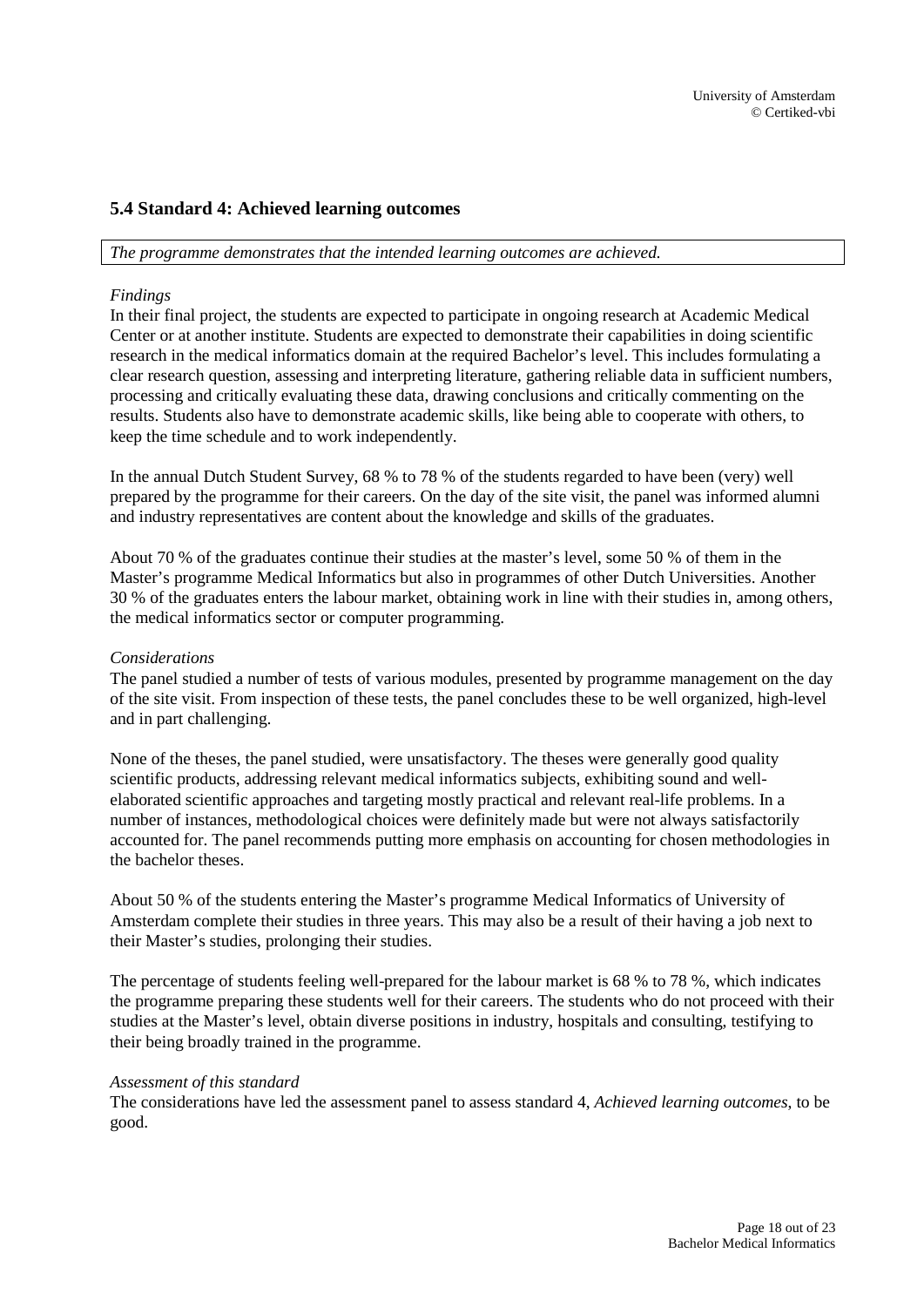## 5.4 Standard 4: Achieved learning outcomes

*The programme demonstrates that the intended learning outcomes are achieved.*

*Findings*

In their final project, the students are expected to participate in ongoing research at Academic Medical Center or at another institute. Students are expected to demonstrate their capabilities in doing scientific research in the medical informatics domain at the required Bachelor's level. This includes formulating a clear research question, assessing and interpreting literature, gathering reliable data in sufficient numbers, processing and critically evaluating these data, drawing conclusions and critically commenting on the results. Students also have to demonstrate academic skills, like being able to cooperate with others, to keep the time schedule and to work independently.

In the annual Dutch Student Survey, 68 % to 78 % of the students regarded to have been (very) well prepared by the programme for their careers. On the day of the site visit, the panel was informed alumni and industry representatives are content about the knowledge and skills of the graduates.

About 70 % of the graduates continue their studies at the master's level, some 50 % of them in the Master's programme Medical Informatics but also in programmes of other Dutch Universities. Another 30 % of the graduates enters the labour market, obtaining work in line with their studies in, among others, the medical informatics sector or computer programming.

*Considerations*

The panel studied a number of tests of various modules, presented by programme management on the day of the site visit. From inspection of these tests, the panel concludes these to be well organized, high-level and in part challenging.

None of the theses, the panel studied, were unsatisfactory. The theses were generally good quality scientific products, addressing relevant medical informatics subjects, exhibiting sound and well-elaborated scientific approaches and targeting mostly practical and relevant real-life problems. In a number of instances, methodological choices were definitely made but were not always satisfactorily accounted for. The panel recommends putting more emphasis on accounting for chosen methodologies in the bachelor theses.

About 50 % of the students entering the Master's programme Medical Informatics of University of Amsterdam complete their studies in three years. This may also be a result of their having a job next to their Master's studies, prolonging their studies.

The percentage of students feeling well-prepared for the labour market is 68 % to 78 %, which indicates the programme preparing these students well for their careers. The students who do not proceed with their studies at the Master's level, obtain diverse positions in industry, hospitals and consulting, testifying to their being broadly trained in the programme.

*Assessment of this standard*

The considerations have led the assessment panel to assess standard 4, *Achieved learning outcomes*, to be good.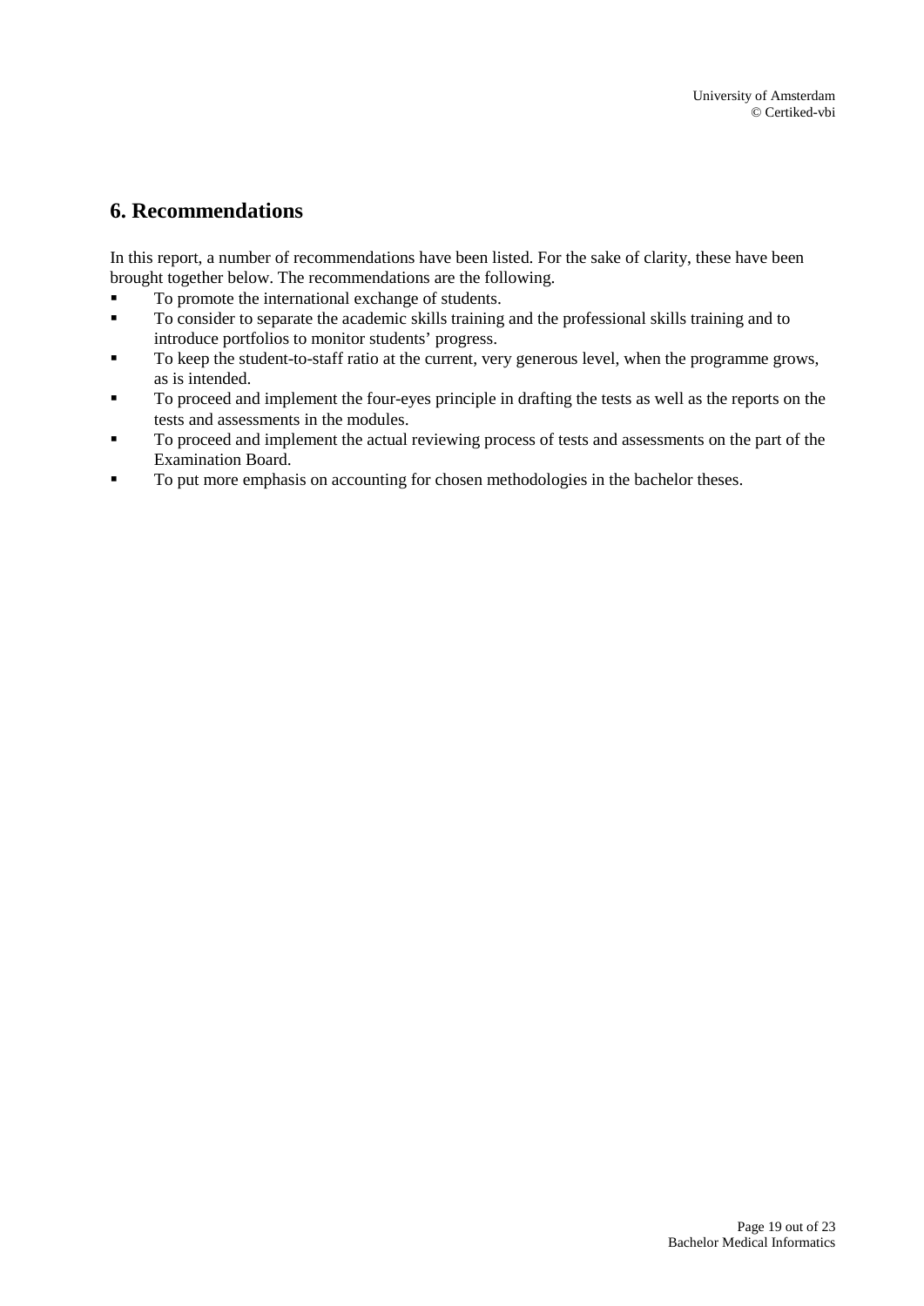## 6. Recommendations

In this report, a number of recommendations have been listed. For the sake of clarity, these have been brought together below. The recommendations are the following.

- To promote the international exchange of students.
- To consider to separate the academic skills training and the professional skills training and to introduce portfolios to monitor students' progress.
- To keep the student-to-staff ratio at the current, very generous level, when the programme grows, as is intended.
- To proceed and implement the four-eyes principle in drafting the tests as well as the reports on the tests and assessments in the modules.
- To proceed and implement the actual reviewing process of tests and assessments on the part of the Examination Board.
- To put more emphasis on accounting for chosen methodologies in the bachelor theses.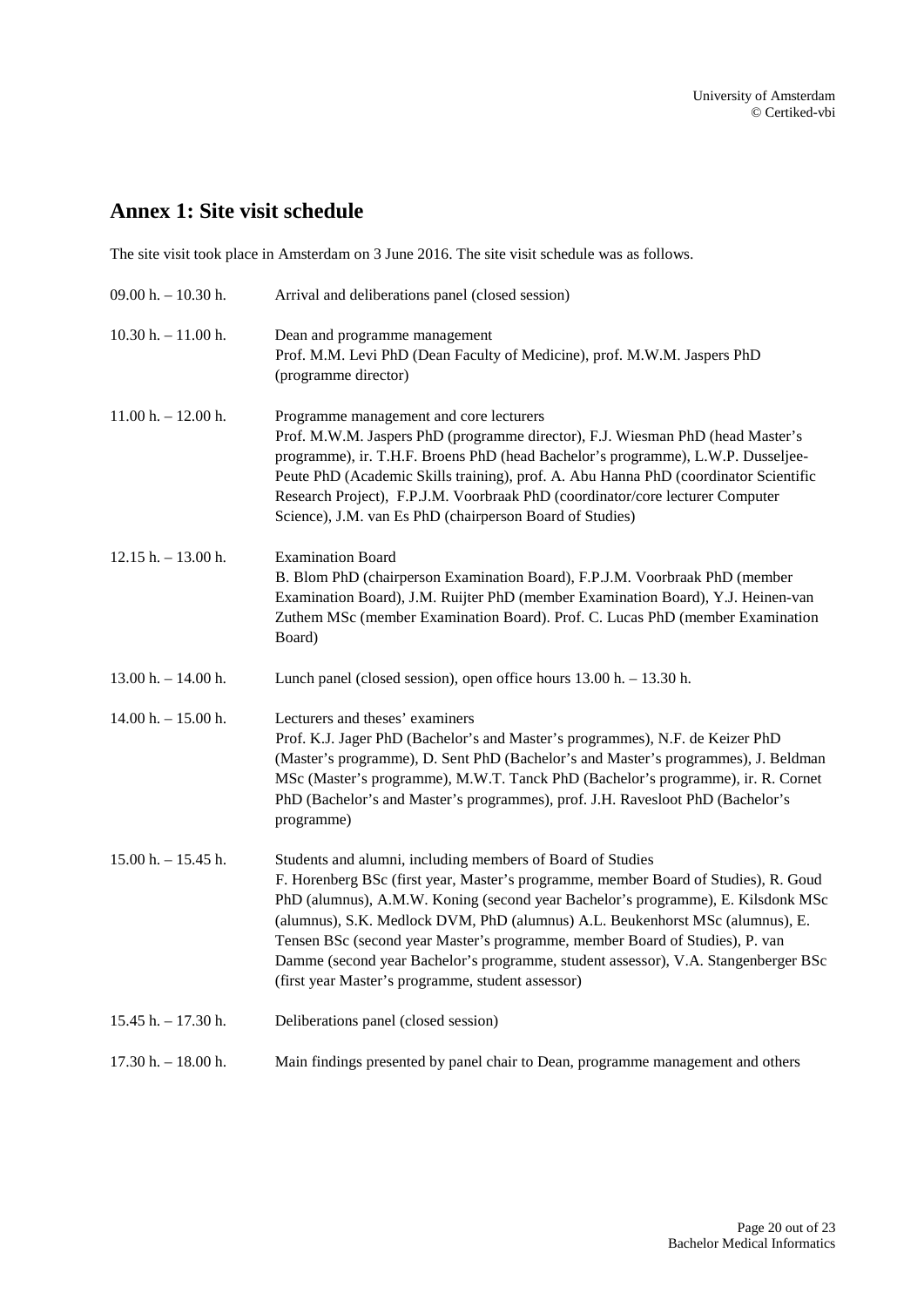## Annex 1: Site visit schedule

The site visit took place in Amsterdam on 3 June 2016. The site visit schedule was as follows.

| | |
|---|---|
| 09.00 h. – 10.30 h. | Arrival and deliberations panel (closed session) |
| 10.30 h. – 11.00 h. | Dean and programme management<br>Prof. M.M. Levi PhD (Dean Faculty of Medicine), prof. M.W.M. Jaspers PhD (programme director) |
| 11.00 h. – 12.00 h. | Programme management and core lecturers<br>Prof. M.W.M. Jaspers PhD (programme director), F.J. Wiesman PhD (head Master's programme), ir. T.H.F. Broens PhD (head Bachelor's programme), L.W.P. Dusseljee-Peute PhD (Academic Skills training), prof. A. Abu Hanna PhD (coordinator Scientific Research Project), F.P.J.M. Voorbraak PhD (coordinator/core lecturer Computer Science), J.M. van Es PhD (chairperson Board of Studies) |
| 12.15 h. – 13.00 h. | Examination Board<br>B. Blom PhD (chairperson Examination Board), F.P.J.M. Voorbraak PhD (member Examination Board), J.M. Ruijter PhD (member Examination Board), Y.J. Heinen-van Zuthem MSc (member Examination Board). Prof. C. Lucas PhD (member Examination Board) |
| 13.00 h. – 14.00 h. | Lunch panel (closed session), open office hours 13.00 h. – 13.30 h. |
| 14.00 h. – 15.00 h. | Lecturers and theses' examiners<br>Prof. K.J. Jager PhD (Bachelor's and Master's programmes), N.F. de Keizer PhD (Master's programme), D. Sent PhD (Bachelor's and Master's programmes), J. Beldman MSc (Master's programme), M.W.T. Tanck PhD (Bachelor's programme), ir. R. Cornet PhD (Bachelor's and Master's programmes), prof. J.H. Ravesloot PhD (Bachelor's programme) |
| 15.00 h. – 15.45 h. | Students and alumni, including members of Board of Studies<br>F. Horenberg BSc (first year, Master's programme, member Board of Studies), R. Goud PhD (alumnus), A.M.W. Koning (second year Bachelor's programme), E. Kilsdonk MSc (alumnus), S.K. Medlock DVM, PhD (alumnus) A.L. Beukenhorst MSc (alumnus), E. Tensen BSc (second year Master's programme, member Board of Studies), P. van Damme (second year Bachelor's programme, student assessor), V.A. Stangenberger BSc (first year Master's programme, student assessor) |
| 15.45 h. – 17.30 h. | Deliberations panel (closed session) |
| 17.30 h. – 18.00 h. | Main findings presented by panel chair to Dean, programme management and others |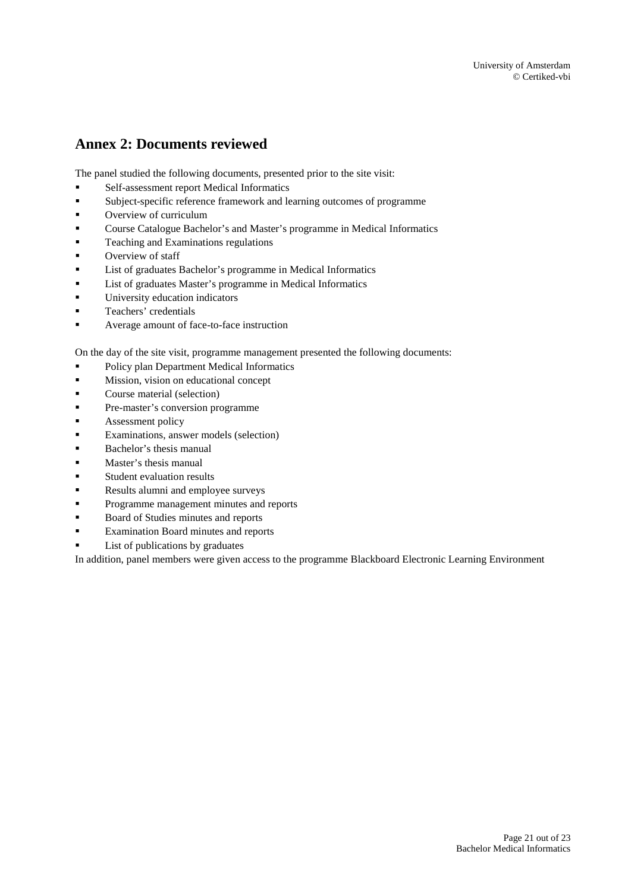# Annex 2: Documents reviewed

The panel studied the following documents, presented prior to the site visit:

- Self-assessment report Medical Informatics
- Subject-specific reference framework and learning outcomes of programme
- Overview of curriculum
- Course Catalogue Bachelor's and Master's programme in Medical Informatics
- Teaching and Examinations regulations
- Overview of staff
- List of graduates Bachelor's programme in Medical Informatics
- List of graduates Master's programme in Medical Informatics
- University education indicators
- Teachers' credentials
- Average amount of face-to-face instruction

On the day of the site visit, programme management presented the following documents:

- Policy plan Department Medical Informatics
- Mission, vision on educational concept
- Course material (selection)
- Pre-master's conversion programme
- Assessment policy
- Examinations, answer models (selection)
- Bachelor's thesis manual
- Master's thesis manual
- Student evaluation results
- Results alumni and employee surveys
- Programme management minutes and reports
- Board of Studies minutes and reports
- Examination Board minutes and reports
- List of publications by graduates

In addition, panel members were given access to the programme Blackboard Electronic Learning Environment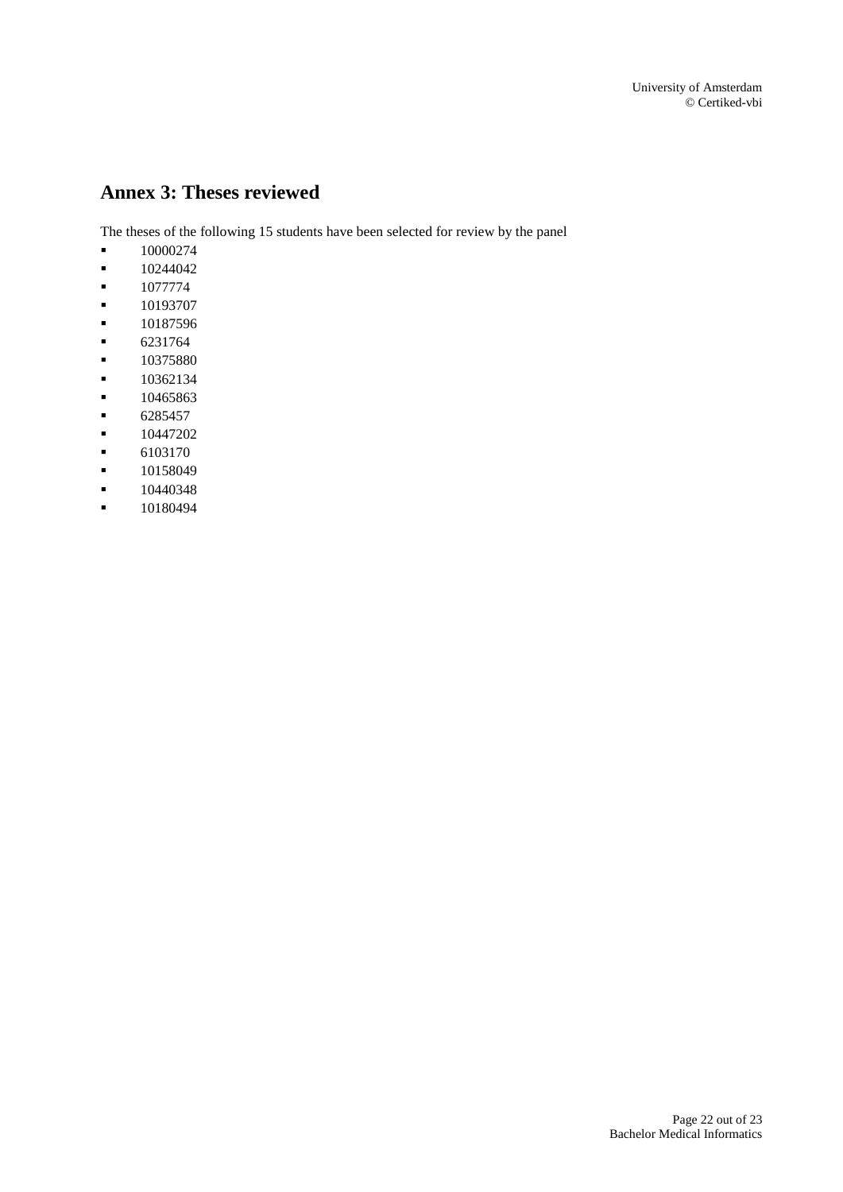## Annex 3: Theses reviewed

The theses of the following 15 students have been selected for review by the panel

- 10000274
- 10244042
- 1077774
- 10193707
- 10187596
- 6231764
- 10375880
- 10362134
- 10465863
- 6285457
- 10447202
- 6103170
- 10158049
- 10440348
- 10180494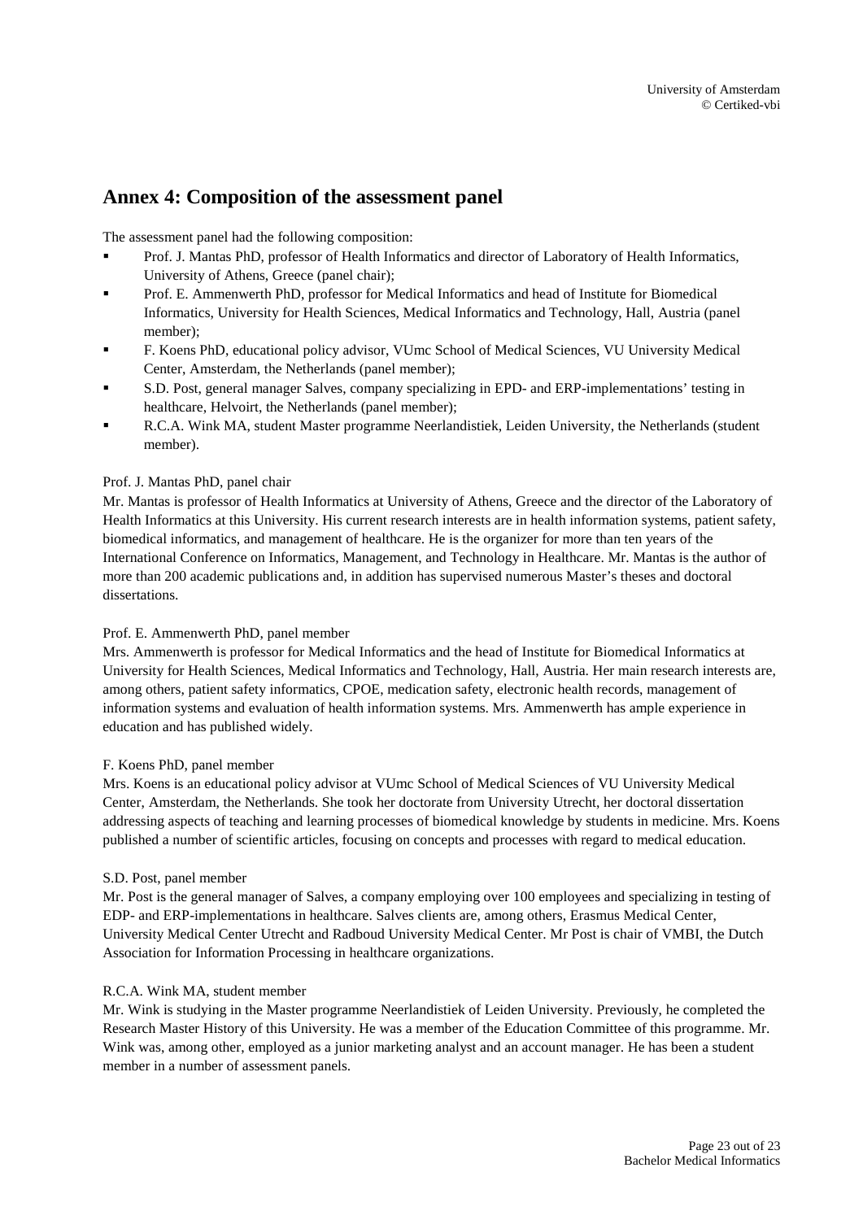# Annex 4: Composition of the assessment panel

The assessment panel had the following composition:

- Prof. J. Mantas PhD, professor of Health Informatics and director of Laboratory of Health Informatics, University of Athens, Greece (panel chair);
- Prof. E. Ammenwerth PhD, professor for Medical Informatics and head of Institute for Biomedical Informatics, University for Health Sciences, Medical Informatics and Technology, Hall, Austria (panel member);
- F. Koens PhD, educational policy advisor, VUmc School of Medical Sciences, VU University Medical Center, Amsterdam, the Netherlands (panel member);
- S.D. Post, general manager Salves, company specializing in EPD- and ERP-implementations' testing in healthcare, Helvoirt, the Netherlands (panel member);
- R.C.A. Wink MA, student Master programme Neerlandistiek, Leiden University, the Netherlands (student member).

Prof. J. Mantas PhD, panel chair

Mr. Mantas is professor of Health Informatics at University of Athens, Greece and the director of the Laboratory of Health Informatics at this University. His current research interests are in health information systems, patient safety, biomedical informatics, and management of healthcare. He is the organizer for more than ten years of the International Conference on Informatics, Management, and Technology in Healthcare. Mr. Mantas is the author of more than 200 academic publications and, in addition has supervised numerous Master's theses and doctoral dissertations.

Prof. E. Ammenwerth PhD, panel member

Mrs. Ammenwerth is professor for Medical Informatics and the head of Institute for Biomedical Informatics at University for Health Sciences, Medical Informatics and Technology, Hall, Austria. Her main research interests are, among others, patient safety informatics, CPOE, medication safety, electronic health records, management of information systems and evaluation of health information systems. Mrs. Ammenwerth has ample experience in education and has published widely.

F. Koens PhD, panel member

Mrs. Koens is an educational policy advisor at VUmc School of Medical Sciences of VU University Medical Center, Amsterdam, the Netherlands. She took her doctorate from University Utrecht, her doctoral dissertation addressing aspects of teaching and learning processes of biomedical knowledge by students in medicine. Mrs. Koens published a number of scientific articles, focusing on concepts and processes with regard to medical education.

S.D. Post, panel member

Mr. Post is the general manager of Salves, a company employing over 100 employees and specializing in testing of EDP- and ERP-implementations in healthcare. Salves clients are, among others, Erasmus Medical Center, University Medical Center Utrecht and Radboud University Medical Center. Mr Post is chair of VMBI, the Dutch Association for Information Processing in healthcare organizations.

R.C.A. Wink MA, student member

Mr. Wink is studying in the Master programme Neerlandistiek of Leiden University. Previously, he completed the Research Master History of this University. He was a member of the Education Committee of this programme. Mr. Wink was, among other, employed as a junior marketing analyst and an account manager. He has been a student member in a number of assessment panels.